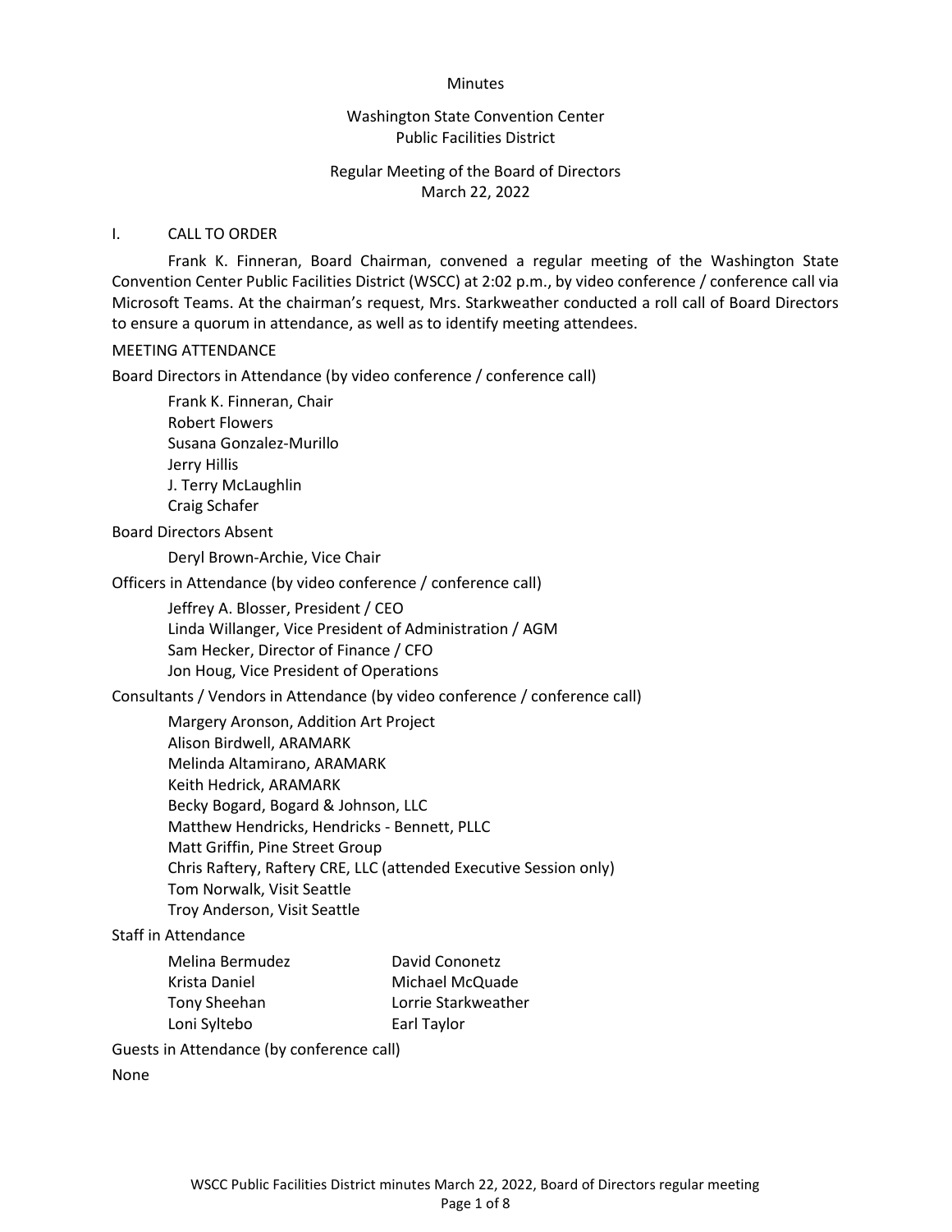Minutes

Washington State Convention Center
Public Facilities District

Regular Meeting of the Board of Directors
March 22, 2022

## I. CALL TO ORDER

Frank K. Finneran, Board Chairman, convened a regular meeting of the Washington State Convention Center Public Facilities District (WSCC) at 2:02 p.m., by video conference / conference call via Microsoft Teams. At the chairman's request, Mrs. Starkweather conducted a roll call of Board Directors to ensure a quorum in attendance, as well as to identify meeting attendees.

MEETING ATTENDANCE

Board Directors in Attendance (by video conference / conference call)

- Frank K. Finneran, Chair
- Robert Flowers
- Susana Gonzalez-Murillo
- Jerry Hillis
- J. Terry McLaughlin
- Craig Schafer

Board Directors Absent

- Deryl Brown-Archie, Vice Chair

Officers in Attendance (by video conference / conference call)

- Jeffrey A. Blosser, President / CEO
- Linda Willanger, Vice President of Administration / AGM
- Sam Hecker, Director of Finance / CFO
- Jon Houg, Vice President of Operations

Consultants / Vendors in Attendance (by video conference / conference call)

- Margery Aronson, Addition Art Project
- Alison Birdwell, ARAMARK
- Melinda Altamirano, ARAMARK
- Keith Hedrick, ARAMARK
- Becky Bogard, Bogard & Johnson, LLC
- Matthew Hendricks, Hendricks - Bennett, PLLC
- Matt Griffin, Pine Street Group
- Chris Raftery, Raftery CRE, LLC (attended Executive Session only)
- Tom Norwalk, Visit Seattle
- Troy Anderson, Visit Seattle

Staff in Attendance

- Melina Bermudez
- Krista Daniel
- Tony Sheehan
- Loni Syltebo
- David Cononetz
- Michael McQuade
- Lorrie Starkweather
- Earl Taylor

Guests in Attendance (by conference call)

None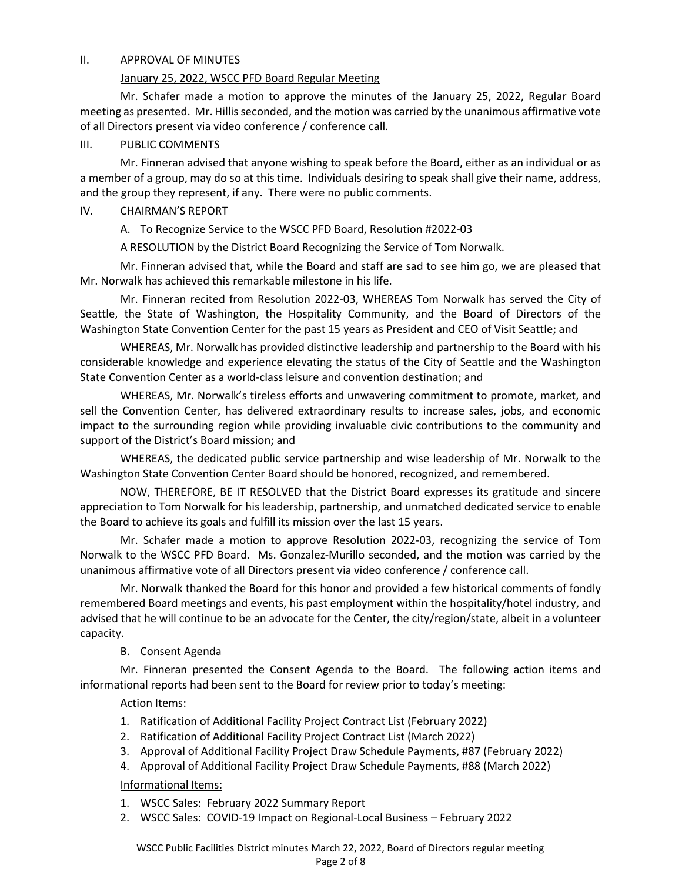## II. APPROVAL OF MINUTES

<u>January 25, 2022, WSCC PFD Board Regular Meeting</u>

Mr. Schafer made a motion to approve the minutes of the January 25, 2022, Regular Board meeting as presented. Mr. Hillis seconded, and the motion was carried by the unanimous affirmative vote of all Directors present via video conference / conference call.

## III. PUBLIC COMMENTS

Mr. Finneran advised that anyone wishing to speak before the Board, either as an individual or as a member of a group, may do so at this time. Individuals desiring to speak shall give their name, address, and the group they represent, if any. There were no public comments.

## IV. CHAIRMAN'S REPORT

### A. <u>To Recognize Service to the WSCC PFD Board, Resolution #2022-03</u>

A RESOLUTION by the District Board Recognizing the Service of Tom Norwalk.

Mr. Finneran advised that, while the Board and staff are sad to see him go, we are pleased that Mr. Norwalk has achieved this remarkable milestone in his life.

Mr. Finneran recited from Resolution 2022-03, WHEREAS Tom Norwalk has served the City of Seattle, the State of Washington, the Hospitality Community, and the Board of Directors of the Washington State Convention Center for the past 15 years as President and CEO of Visit Seattle; and

WHEREAS, Mr. Norwalk has provided distinctive leadership and partnership to the Board with his considerable knowledge and experience elevating the status of the City of Seattle and the Washington State Convention Center as a world-class leisure and convention destination; and

WHEREAS, Mr. Norwalk's tireless efforts and unwavering commitment to promote, market, and sell the Convention Center, has delivered extraordinary results to increase sales, jobs, and economic impact to the surrounding region while providing invaluable civic contributions to the community and support of the District's Board mission; and

WHEREAS, the dedicated public service partnership and wise leadership of Mr. Norwalk to the Washington State Convention Center Board should be honored, recognized, and remembered.

NOW, THEREFORE, BE IT RESOLVED that the District Board expresses its gratitude and sincere appreciation to Tom Norwalk for his leadership, partnership, and unmatched dedicated service to enable the Board to achieve its goals and fulfill its mission over the last 15 years.

Mr. Schafer made a motion to approve Resolution 2022-03, recognizing the service of Tom Norwalk to the WSCC PFD Board. Ms. Gonzalez-Murillo seconded, and the motion was carried by the unanimous affirmative vote of all Directors present via video conference / conference call.

Mr. Norwalk thanked the Board for this honor and provided a few historical comments of fondly remembered Board meetings and events, his past employment within the hospitality/hotel industry, and advised that he will continue to be an advocate for the Center, the city/region/state, albeit in a volunteer capacity.

### B. <u>Consent Agenda</u>

Mr. Finneran presented the Consent Agenda to the Board. The following action items and informational reports had been sent to the Board for review prior to today's meeting:

<u>Action Items:</u>

1. Ratification of Additional Facility Project Contract List (February 2022)
2. Ratification of Additional Facility Project Contract List (March 2022)
3. Approval of Additional Facility Project Draw Schedule Payments, #87 (February 2022)
4. Approval of Additional Facility Project Draw Schedule Payments, #88 (March 2022)

<u>Informational Items:</u>

1. WSCC Sales: February 2022 Summary Report
2. WSCC Sales: COVID-19 Impact on Regional-Local Business – February 2022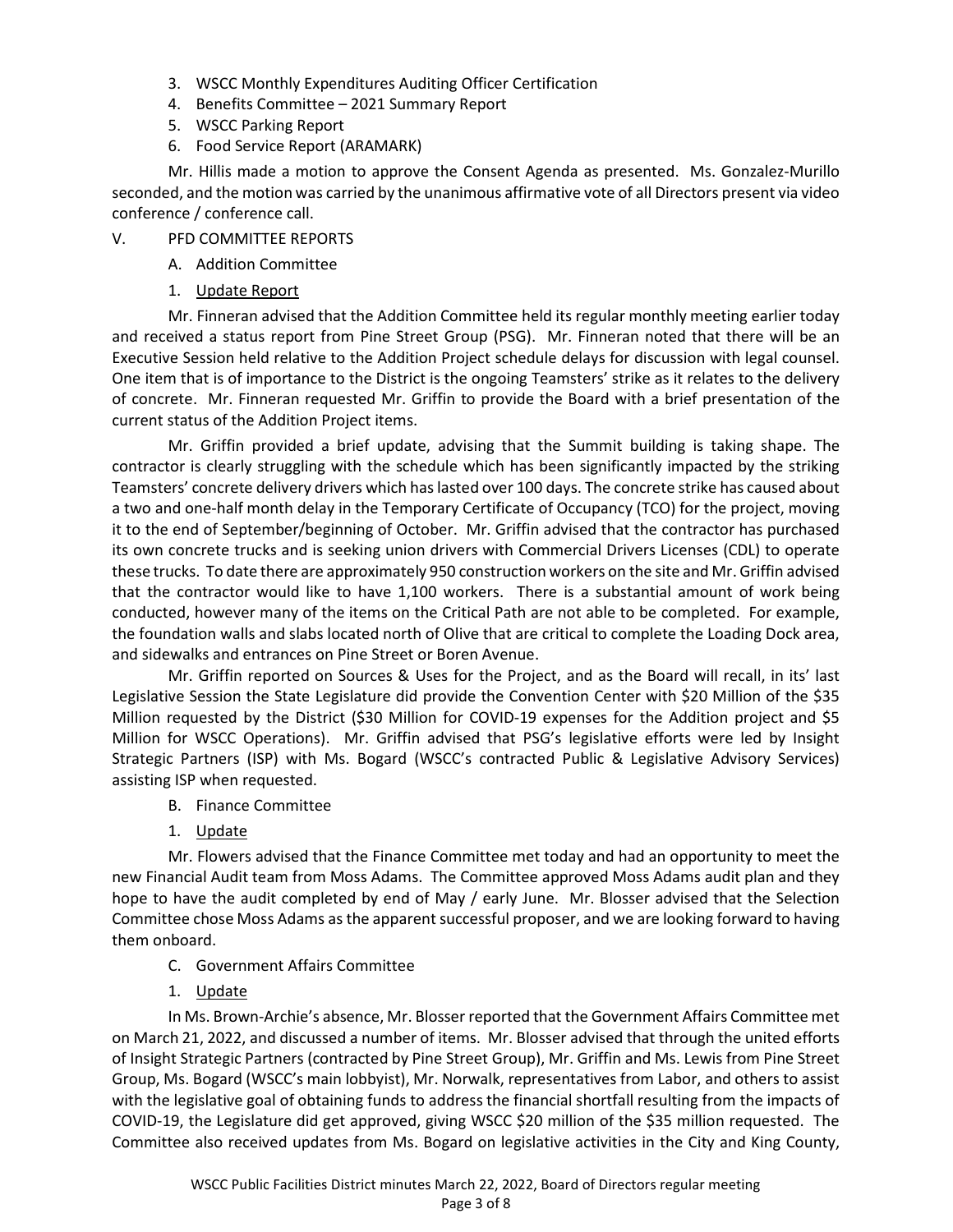3. WSCC Monthly Expenditures Auditing Officer Certification
4. Benefits Committee – 2021 Summary Report
5. WSCC Parking Report
6. Food Service Report (ARAMARK)

Mr. Hillis made a motion to approve the Consent Agenda as presented. Ms. Gonzalez-Murillo seconded, and the motion was carried by the unanimous affirmative vote of all Directors present via video conference / conference call.

V. PFD COMMITTEE REPORTS

A. Addition Committee

1. <u>Update Report</u>

Mr. Finneran advised that the Addition Committee held its regular monthly meeting earlier today and received a status report from Pine Street Group (PSG). Mr. Finneran noted that there will be an Executive Session held relative to the Addition Project schedule delays for discussion with legal counsel. One item that is of importance to the District is the ongoing Teamsters' strike as it relates to the delivery of concrete. Mr. Finneran requested Mr. Griffin to provide the Board with a brief presentation of the current status of the Addition Project items.

Mr. Griffin provided a brief update, advising that the Summit building is taking shape. The contractor is clearly struggling with the schedule which has been significantly impacted by the striking Teamsters' concrete delivery drivers which has lasted over 100 days. The concrete strike has caused about a two and one-half month delay in the Temporary Certificate of Occupancy (TCO) for the project, moving it to the end of September/beginning of October. Mr. Griffin advised that the contractor has purchased its own concrete trucks and is seeking union drivers with Commercial Drivers Licenses (CDL) to operate these trucks. To date there are approximately 950 construction workers on the site and Mr. Griffin advised that the contractor would like to have 1,100 workers. There is a substantial amount of work being conducted, however many of the items on the Critical Path are not able to be completed. For example, the foundation walls and slabs located north of Olive that are critical to complete the Loading Dock area, and sidewalks and entrances on Pine Street or Boren Avenue.

Mr. Griffin reported on Sources & Uses for the Project, and as the Board will recall, in its' last Legislative Session the State Legislature did provide the Convention Center with $20 Million of the $35 Million requested by the District ($30 Million for COVID-19 expenses for the Addition project and $5 Million for WSCC Operations). Mr. Griffin advised that PSG's legislative efforts were led by Insight Strategic Partners (ISP) with Ms. Bogard (WSCC's contracted Public & Legislative Advisory Services) assisting ISP when requested.

B. Finance Committee

1. <u>Update</u>

Mr. Flowers advised that the Finance Committee met today and had an opportunity to meet the new Financial Audit team from Moss Adams. The Committee approved Moss Adams audit plan and they hope to have the audit completed by end of May / early June. Mr. Blosser advised that the Selection Committee chose Moss Adams as the apparent successful proposer, and we are looking forward to having them onboard.

C. Government Affairs Committee

1. <u>Update</u>

In Ms. Brown-Archie's absence, Mr. Blosser reported that the Government Affairs Committee met on March 21, 2022, and discussed a number of items. Mr. Blosser advised that through the united efforts of Insight Strategic Partners (contracted by Pine Street Group), Mr. Griffin and Ms. Lewis from Pine Street Group, Ms. Bogard (WSCC's main lobbyist), Mr. Norwalk, representatives from Labor, and others to assist with the legislative goal of obtaining funds to address the financial shortfall resulting from the impacts of COVID-19, the Legislature did get approved, giving WSCC $20 million of the $35 million requested. The Committee also received updates from Ms. Bogard on legislative activities in the City and King County,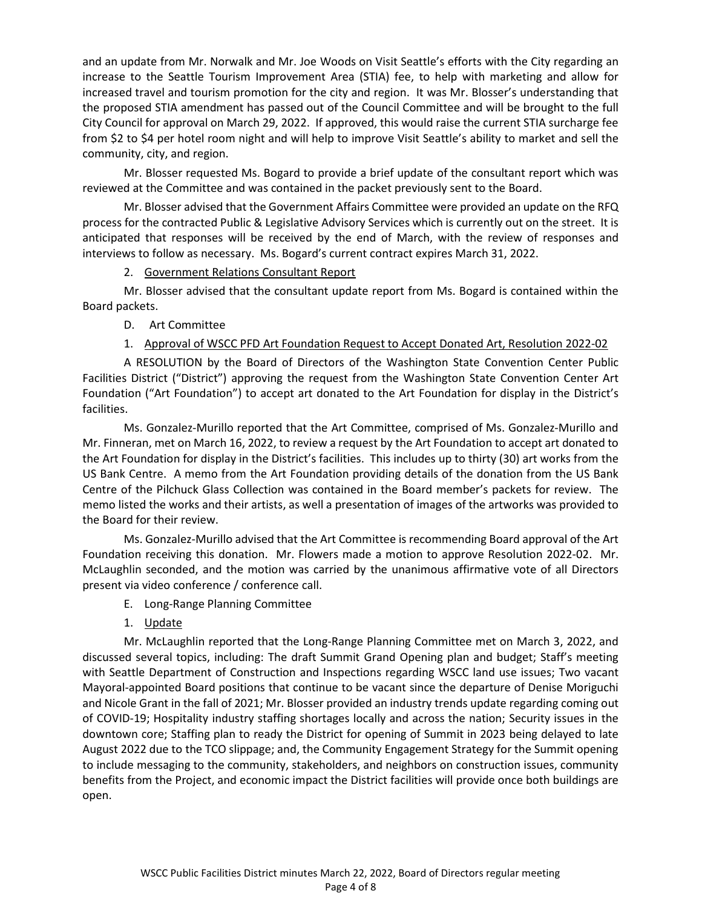and an update from Mr. Norwalk and Mr. Joe Woods on Visit Seattle's efforts with the City regarding an increase to the Seattle Tourism Improvement Area (STIA) fee, to help with marketing and allow for increased travel and tourism promotion for the city and region. It was Mr. Blosser's understanding that the proposed STIA amendment has passed out of the Council Committee and will be brought to the full City Council for approval on March 29, 2022. If approved, this would raise the current STIA surcharge fee from $2 to $4 per hotel room night and will help to improve Visit Seattle's ability to market and sell the community, city, and region.

Mr. Blosser requested Ms. Bogard to provide a brief update of the consultant report which was reviewed at the Committee and was contained in the packet previously sent to the Board.

Mr. Blosser advised that the Government Affairs Committee were provided an update on the RFQ process for the contracted Public & Legislative Advisory Services which is currently out on the street. It is anticipated that responses will be received by the end of March, with the review of responses and interviews to follow as necessary. Ms. Bogard's current contract expires March 31, 2022.

2. Government Relations Consultant Report

Mr. Blosser advised that the consultant update report from Ms. Bogard is contained within the Board packets.

D. Art Committee

1. Approval of WSCC PFD Art Foundation Request to Accept Donated Art, Resolution 2022-02

A RESOLUTION by the Board of Directors of the Washington State Convention Center Public Facilities District ("District") approving the request from the Washington State Convention Center Art Foundation ("Art Foundation") to accept art donated to the Art Foundation for display in the District's facilities.

Ms. Gonzalez-Murillo reported that the Art Committee, comprised of Ms. Gonzalez-Murillo and Mr. Finneran, met on March 16, 2022, to review a request by the Art Foundation to accept art donated to the Art Foundation for display in the District's facilities. This includes up to thirty (30) art works from the US Bank Centre. A memo from the Art Foundation providing details of the donation from the US Bank Centre of the Pilchuck Glass Collection was contained in the Board member's packets for review. The memo listed the works and their artists, as well a presentation of images of the artworks was provided to the Board for their review.

Ms. Gonzalez-Murillo advised that the Art Committee is recommending Board approval of the Art Foundation receiving this donation. Mr. Flowers made a motion to approve Resolution 2022-02. Mr. McLaughlin seconded, and the motion was carried by the unanimous affirmative vote of all Directors present via video conference / conference call.

E. Long-Range Planning Committee

1. Update

Mr. McLaughlin reported that the Long-Range Planning Committee met on March 3, 2022, and discussed several topics, including: The draft Summit Grand Opening plan and budget; Staff's meeting with Seattle Department of Construction and Inspections regarding WSCC land use issues; Two vacant Mayoral-appointed Board positions that continue to be vacant since the departure of Denise Moriguchi and Nicole Grant in the fall of 2021; Mr. Blosser provided an industry trends update regarding coming out of COVID-19; Hospitality industry staffing shortages locally and across the nation; Security issues in the downtown core; Staffing plan to ready the District for opening of Summit in 2023 being delayed to late August 2022 due to the TCO slippage; and, the Community Engagement Strategy for the Summit opening to include messaging to the community, stakeholders, and neighbors on construction issues, community benefits from the Project, and economic impact the District facilities will provide once both buildings are open.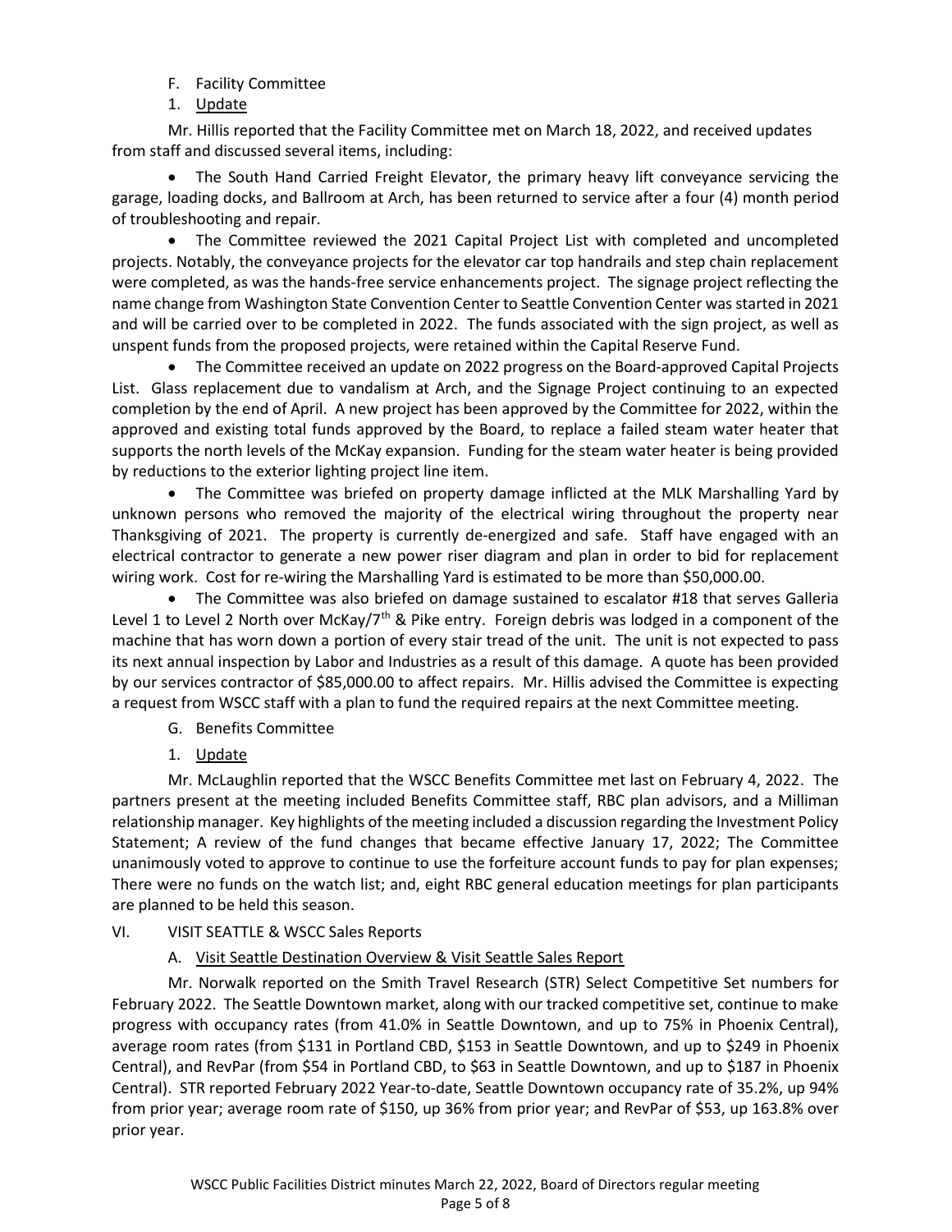F. Facility Committee

1. Update

Mr. Hillis reported that the Facility Committee met on March 18, 2022, and received updates from staff and discussed several items, including:

- The South Hand Carried Freight Elevator, the primary heavy lift conveyance servicing the garage, loading docks, and Ballroom at Arch, has been returned to service after a four (4) month period of troubleshooting and repair.
- The Committee reviewed the 2021 Capital Project List with completed and uncompleted projects. Notably, the conveyance projects for the elevator car top handrails and step chain replacement were completed, as was the hands-free service enhancements project. The signage project reflecting the name change from Washington State Convention Center to Seattle Convention Center was started in 2021 and will be carried over to be completed in 2022. The funds associated with the sign project, as well as unspent funds from the proposed projects, were retained within the Capital Reserve Fund.
- The Committee received an update on 2022 progress on the Board-approved Capital Projects List. Glass replacement due to vandalism at Arch, and the Signage Project continuing to an expected completion by the end of April. A new project has been approved by the Committee for 2022, within the approved and existing total funds approved by the Board, to replace a failed steam water heater that supports the north levels of the McKay expansion. Funding for the steam water heater is being provided by reductions to the exterior lighting project line item.
- The Committee was briefed on property damage inflicted at the MLK Marshalling Yard by unknown persons who removed the majority of the electrical wiring throughout the property near Thanksgiving of 2021. The property is currently de-energized and safe. Staff have engaged with an electrical contractor to generate a new power riser diagram and plan in order to bid for replacement wiring work. Cost for re-wiring the Marshalling Yard is estimated to be more than $50,000.00.
- The Committee was also briefed on damage sustained to escalator #18 that serves Galleria Level 1 to Level 2 North over McKay/7th & Pike entry. Foreign debris was lodged in a component of the machine that has worn down a portion of every stair tread of the unit. The unit is not expected to pass its next annual inspection by Labor and Industries as a result of this damage. A quote has been provided by our services contractor of $85,000.00 to affect repairs. Mr. Hillis advised the Committee is expecting a request from WSCC staff with a plan to fund the required repairs at the next Committee meeting.

G. Benefits Committee

1. Update

Mr. McLaughlin reported that the WSCC Benefits Committee met last on February 4, 2022. The partners present at the meeting included Benefits Committee staff, RBC plan advisors, and a Milliman relationship manager. Key highlights of the meeting included a discussion regarding the Investment Policy Statement; A review of the fund changes that became effective January 17, 2022; The Committee unanimously voted to approve to continue to use the forfeiture account funds to pay for plan expenses; There were no funds on the watch list; and, eight RBC general education meetings for plan participants are planned to be held this season.

VI. VISIT SEATTLE & WSCC Sales Reports

A. Visit Seattle Destination Overview & Visit Seattle Sales Report

Mr. Norwalk reported on the Smith Travel Research (STR) Select Competitive Set numbers for February 2022. The Seattle Downtown market, along with our tracked competitive set, continue to make progress with occupancy rates (from 41.0% in Seattle Downtown, and up to 75% in Phoenix Central), average room rates (from $131 in Portland CBD, $153 in Seattle Downtown, and up to $249 in Phoenix Central), and RevPar (from $54 in Portland CBD, to $63 in Seattle Downtown, and up to $187 in Phoenix Central). STR reported February 2022 Year-to-date, Seattle Downtown occupancy rate of 35.2%, up 94% from prior year; average room rate of $150, up 36% from prior year; and RevPar of $53, up 163.8% over prior year.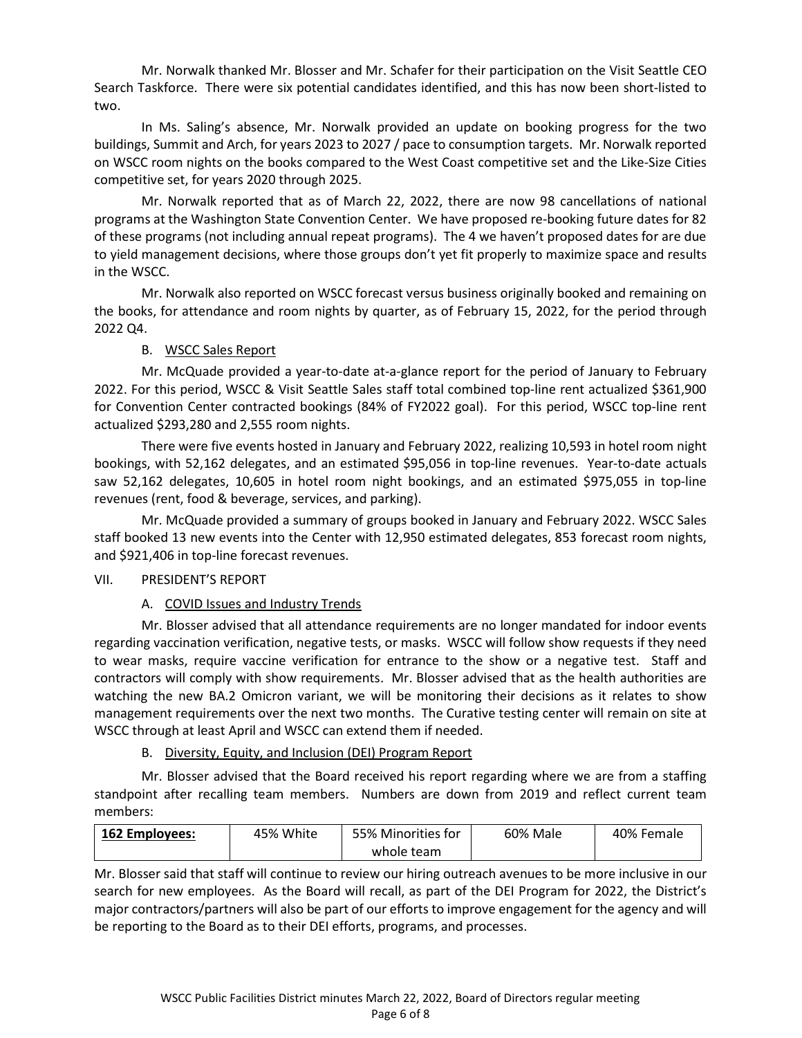Mr. Norwalk thanked Mr. Blosser and Mr. Schafer for their participation on the Visit Seattle CEO Search Taskforce. There were six potential candidates identified, and this has now been short-listed to two.

In Ms. Saling's absence, Mr. Norwalk provided an update on booking progress for the two buildings, Summit and Arch, for years 2023 to 2027 / pace to consumption targets. Mr. Norwalk reported on WSCC room nights on the books compared to the West Coast competitive set and the Like-Size Cities competitive set, for years 2020 through 2025.

Mr. Norwalk reported that as of March 22, 2022, there are now 98 cancellations of national programs at the Washington State Convention Center. We have proposed re-booking future dates for 82 of these programs (not including annual repeat programs). The 4 we haven't proposed dates for are due to yield management decisions, where those groups don't yet fit properly to maximize space and results in the WSCC.

Mr. Norwalk also reported on WSCC forecast versus business originally booked and remaining on the books, for attendance and room nights by quarter, as of February 15, 2022, for the period through 2022 Q4.

B. WSCC Sales Report

Mr. McQuade provided a year-to-date at-a-glance report for the period of January to February 2022. For this period, WSCC & Visit Seattle Sales staff total combined top-line rent actualized $361,900 for Convention Center contracted bookings (84% of FY2022 goal). For this period, WSCC top-line rent actualized $293,280 and 2,555 room nights.

There were five events hosted in January and February 2022, realizing 10,593 in hotel room night bookings, with 52,162 delegates, and an estimated $95,056 in top-line revenues. Year-to-date actuals saw 52,162 delegates, 10,605 in hotel room night bookings, and an estimated $975,055 in top-line revenues (rent, food & beverage, services, and parking).

Mr. McQuade provided a summary of groups booked in January and February 2022. WSCC Sales staff booked 13 new events into the Center with 12,950 estimated delegates, 853 forecast room nights, and $921,406 in top-line forecast revenues.

VII. PRESIDENT'S REPORT

A. COVID Issues and Industry Trends

Mr. Blosser advised that all attendance requirements are no longer mandated for indoor events regarding vaccination verification, negative tests, or masks. WSCC will follow show requests if they need to wear masks, require vaccine verification for entrance to the show or a negative test. Staff and contractors will comply with show requirements. Mr. Blosser advised that as the health authorities are watching the new BA.2 Omicron variant, we will be monitoring their decisions as it relates to show management requirements over the next two months. The Curative testing center will remain on site at WSCC through at least April and WSCC can extend them if needed.

B. Diversity, Equity, and Inclusion (DEI) Program Report

Mr. Blosser advised that the Board received his report regarding where we are from a staffing standpoint after recalling team members. Numbers are down from 2019 and reflect current team members:

| **162 Employees:** | 45% White | 55% Minorities for whole team | 60% Male | 40% Female |
|---|---|---|---|---|

Mr. Blosser said that staff will continue to review our hiring outreach avenues to be more inclusive in our search for new employees. As the Board will recall, as part of the DEI Program for 2022, the District's major contractors/partners will also be part of our efforts to improve engagement for the agency and will be reporting to the Board as to their DEI efforts, programs, and processes.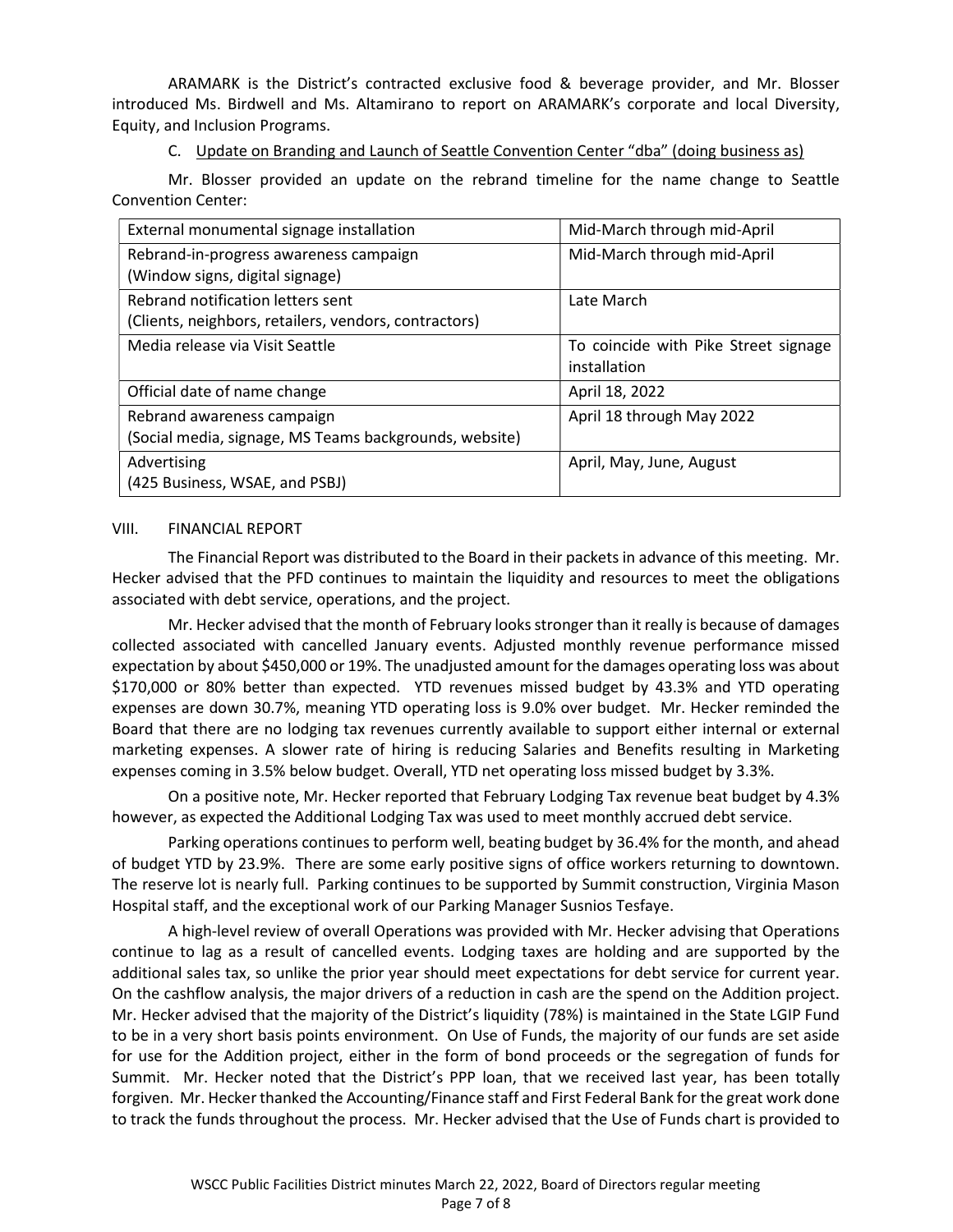ARAMARK is the District's contracted exclusive food & beverage provider, and Mr. Blosser introduced Ms. Birdwell and Ms. Altamirano to report on ARAMARK's corporate and local Diversity, Equity, and Inclusion Programs.

C. Update on Branding and Launch of Seattle Convention Center "dba" (doing business as)

Mr. Blosser provided an update on the rebrand timeline for the name change to Seattle Convention Center:

| | |
|---|---|
| External monumental signage installation | Mid-March through mid-April |
| Rebrand-in-progress awareness campaign (Window signs, digital signage) | Mid-March through mid-April |
| Rebrand notification letters sent (Clients, neighbors, retailers, vendors, contractors) | Late March |
| Media release via Visit Seattle | To coincide with Pike Street signage installation |
| Official date of name change | April 18, 2022 |
| Rebrand awareness campaign (Social media, signage, MS Teams backgrounds, website) | April 18 through May 2022 |
| Advertising (425 Business, WSAE, and PSBJ) | April, May, June, August |

VIII. FINANCIAL REPORT

The Financial Report was distributed to the Board in their packets in advance of this meeting. Mr. Hecker advised that the PFD continues to maintain the liquidity and resources to meet the obligations associated with debt service, operations, and the project.

Mr. Hecker advised that the month of February looks stronger than it really is because of damages collected associated with cancelled January events. Adjusted monthly revenue performance missed expectation by about $450,000 or 19%. The unadjusted amount for the damages operating loss was about $170,000 or 80% better than expected. YTD revenues missed budget by 43.3% and YTD operating expenses are down 30.7%, meaning YTD operating loss is 9.0% over budget. Mr. Hecker reminded the Board that there are no lodging tax revenues currently available to support either internal or external marketing expenses. A slower rate of hiring is reducing Salaries and Benefits resulting in Marketing expenses coming in 3.5% below budget. Overall, YTD net operating loss missed budget by 3.3%.

On a positive note, Mr. Hecker reported that February Lodging Tax revenue beat budget by 4.3% however, as expected the Additional Lodging Tax was used to meet monthly accrued debt service.

Parking operations continues to perform well, beating budget by 36.4% for the month, and ahead of budget YTD by 23.9%. There are some early positive signs of office workers returning to downtown. The reserve lot is nearly full. Parking continues to be supported by Summit construction, Virginia Mason Hospital staff, and the exceptional work of our Parking Manager Susnios Tesfaye.

A high-level review of overall Operations was provided with Mr. Hecker advising that Operations continue to lag as a result of cancelled events. Lodging taxes are holding and are supported by the additional sales tax, so unlike the prior year should meet expectations for debt service for current year. On the cashflow analysis, the major drivers of a reduction in cash are the spend on the Addition project. Mr. Hecker advised that the majority of the District's liquidity (78%) is maintained in the State LGIP Fund to be in a very short basis points environment. On Use of Funds, the majority of our funds are set aside for use for the Addition project, either in the form of bond proceeds or the segregation of funds for Summit. Mr. Hecker noted that the District's PPP loan, that we received last year, has been totally forgiven. Mr. Hecker thanked the Accounting/Finance staff and First Federal Bank for the great work done to track the funds throughout the process. Mr. Hecker advised that the Use of Funds chart is provided to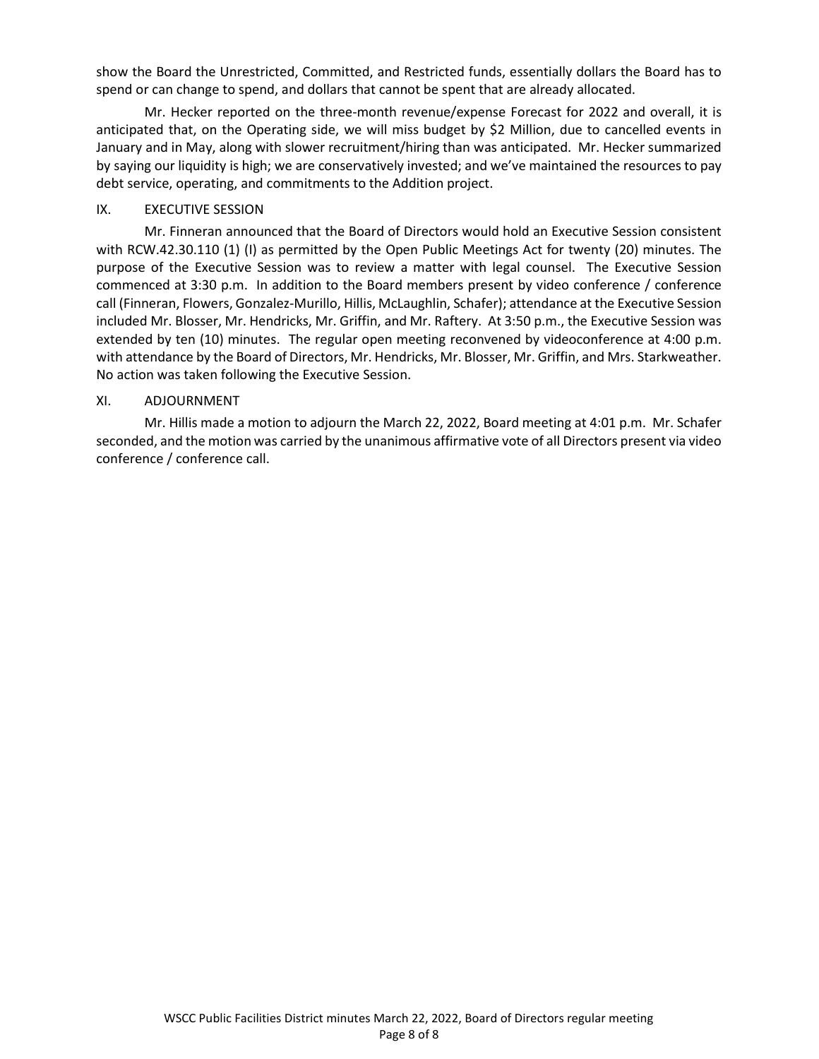show the Board the Unrestricted, Committed, and Restricted funds, essentially dollars the Board has to spend or can change to spend, and dollars that cannot be spent that are already allocated.

Mr. Hecker reported on the three-month revenue/expense Forecast for 2022 and overall, it is anticipated that, on the Operating side, we will miss budget by $2 Million, due to cancelled events in January and in May, along with slower recruitment/hiring than was anticipated. Mr. Hecker summarized by saying our liquidity is high; we are conservatively invested; and we've maintained the resources to pay debt service, operating, and commitments to the Addition project.

## IX. EXECUTIVE SESSION

Mr. Finneran announced that the Board of Directors would hold an Executive Session consistent with RCW.42.30.110 (1) (I) as permitted by the Open Public Meetings Act for twenty (20) minutes. The purpose of the Executive Session was to review a matter with legal counsel. The Executive Session commenced at 3:30 p.m. In addition to the Board members present by video conference / conference call (Finneran, Flowers, Gonzalez-Murillo, Hillis, McLaughlin, Schafer); attendance at the Executive Session included Mr. Blosser, Mr. Hendricks, Mr. Griffin, and Mr. Raftery. At 3:50 p.m., the Executive Session was extended by ten (10) minutes. The regular open meeting reconvened by videoconference at 4:00 p.m. with attendance by the Board of Directors, Mr. Hendricks, Mr. Blosser, Mr. Griffin, and Mrs. Starkweather. No action was taken following the Executive Session.

## XI. ADJOURNMENT

Mr. Hillis made a motion to adjourn the March 22, 2022, Board meeting at 4:01 p.m. Mr. Schafer seconded, and the motion was carried by the unanimous affirmative vote of all Directors present via video conference / conference call.